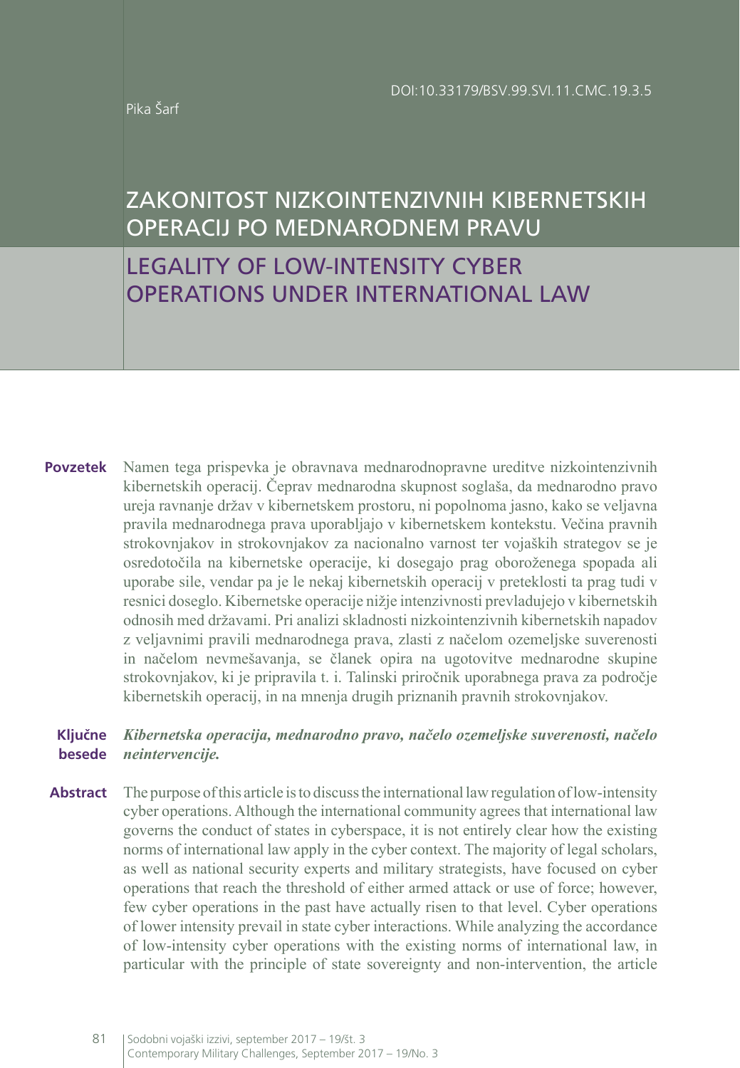DOI:10.33179/BSV.99.SVI.11.CMC.19.3.5

Pika Šarf

# ZAKONITOST NIZKOINTENZIVNIH KIBERNETSKIH OPERACIJ PO MEDNARODNEM PRAVU

# LEGALITY OF LOW-INTENSITY CYBER OPERATIONS UNDER INTERNATIONAL LAW

**Povzetek** Namen tega prispevka je obravnava mednarodnopravne ureditve nizkointenzivnih kibernetskih operacij. Čeprav mednarodna skupnost soglaša, da mednarodno pravo ureja ravnanje držav v kibernetskem prostoru, ni popolnoma jasno, kako se veljavna pravila mednarodnega prava uporabljajo v kibernetskem kontekstu. Večina pravnih strokovnjakov in strokovnjakov za nacionalno varnost ter vojaških strategov se je osredotočila na kibernetske operacije, ki dosegajo prag oboroženega spopada ali uporabe sile, vendar pa je le nekaj kibernetskih operacij v preteklosti ta prag tudi v resnici doseglo. Kibernetske operacije nižje intenzivnosti prevladujejo v kibernetskih odnosih med državami. Pri analizi skladnosti nizkointenzivnih kibernetskih napadov z veljavnimi pravili mednarodnega prava, zlasti z načelom ozemeljske suverenosti in načelom nevmešavanja, se članek opira na ugotovitve mednarodne skupine strokovnjakov, ki je pripravila t. i. Talinski priročnik uporabnega prava za področje kibernetskih operacij, in na mnenja drugih priznanih pravnih strokovnjakov.

**Ključne besede** ***Kibernetska operacija, mednarodno pravo, načelo ozemeljske suverenosti, načelo neintervencije.***

**Abstract** The purpose of this article is to discuss the international law regulation of low-intensity cyber operations. Although the international community agrees that international law governs the conduct of states in cyberspace, it is not entirely clear how the existing norms of international law apply in the cyber context. The majority of legal scholars, as well as national security experts and military strategists, have focused on cyber operations that reach the threshold of either armed attack or use of force; however, few cyber operations in the past have actually risen to that level. Cyber operations of lower intensity prevail in state cyber interactions. While analyzing the accordance of low-intensity cyber operations with the existing norms of international law, in particular with the principle of state sovereignty and non-intervention, the article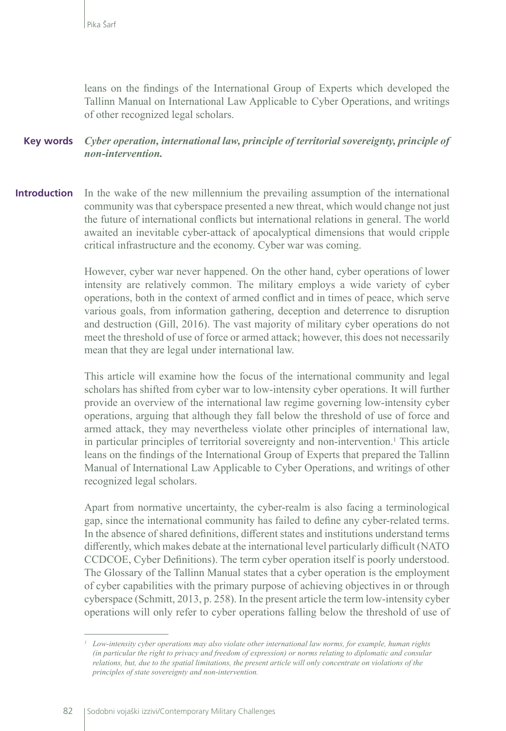leans on the findings of the International Group of Experts which developed the Tallinn Manual on International Law Applicable to Cyber Operations, and writings of other recognized legal scholars.

**Key words** ***Cyber operation, international law, principle of territorial sovereignty, principle of non-intervention.***

## Introduction

In the wake of the new millennium the prevailing assumption of the international community was that cyberspace presented a new threat, which would change not just the future of international conflicts but international relations in general. The world awaited an inevitable cyber-attack of apocalyptical dimensions that would cripple critical infrastructure and the economy. Cyber war was coming.

However, cyber war never happened. On the other hand, cyber operations of lower intensity are relatively common. The military employs a wide variety of cyber operations, both in the context of armed conflict and in times of peace, which serve various goals, from information gathering, deception and deterrence to disruption and destruction (Gill, 2016). The vast majority of military cyber operations do not meet the threshold of use of force or armed attack; however, this does not necessarily mean that they are legal under international law.

This article will examine how the focus of the international community and legal scholars has shifted from cyber war to low-intensity cyber operations. It will further provide an overview of the international law regime governing low-intensity cyber operations, arguing that although they fall below the threshold of use of force and armed attack, they may nevertheless violate other principles of international law, in particular principles of territorial sovereignty and non-intervention.[1] This article leans on the findings of the International Group of Experts that prepared the Tallinn Manual of International Law Applicable to Cyber Operations, and writings of other recognized legal scholars.

Apart from normative uncertainty, the cyber-realm is also facing a terminological gap, since the international community has failed to define any cyber-related terms. In the absence of shared definitions, different states and institutions understand terms differently, which makes debate at the international level particularly difficult (NATO CCDCOE, Cyber Definitions). The term cyber operation itself is poorly understood. The Glossary of the Tallinn Manual states that a cyber operation is the employment of cyber capabilities with the primary purpose of achieving objectives in or through cyberspace (Schmitt, 2013, p. 258). In the present article the term low-intensity cyber operations will only refer to cyber operations falling below the threshold of use of

---

[1] *Low-intensity cyber operations may also violate other international law norms, for example, human rights (in particular the right to privacy and freedom of expression) or norms relating to diplomatic and consular relations, but, due to the spatial limitations, the present article will only concentrate on violations of the principles of state sovereignty and non-intervention.*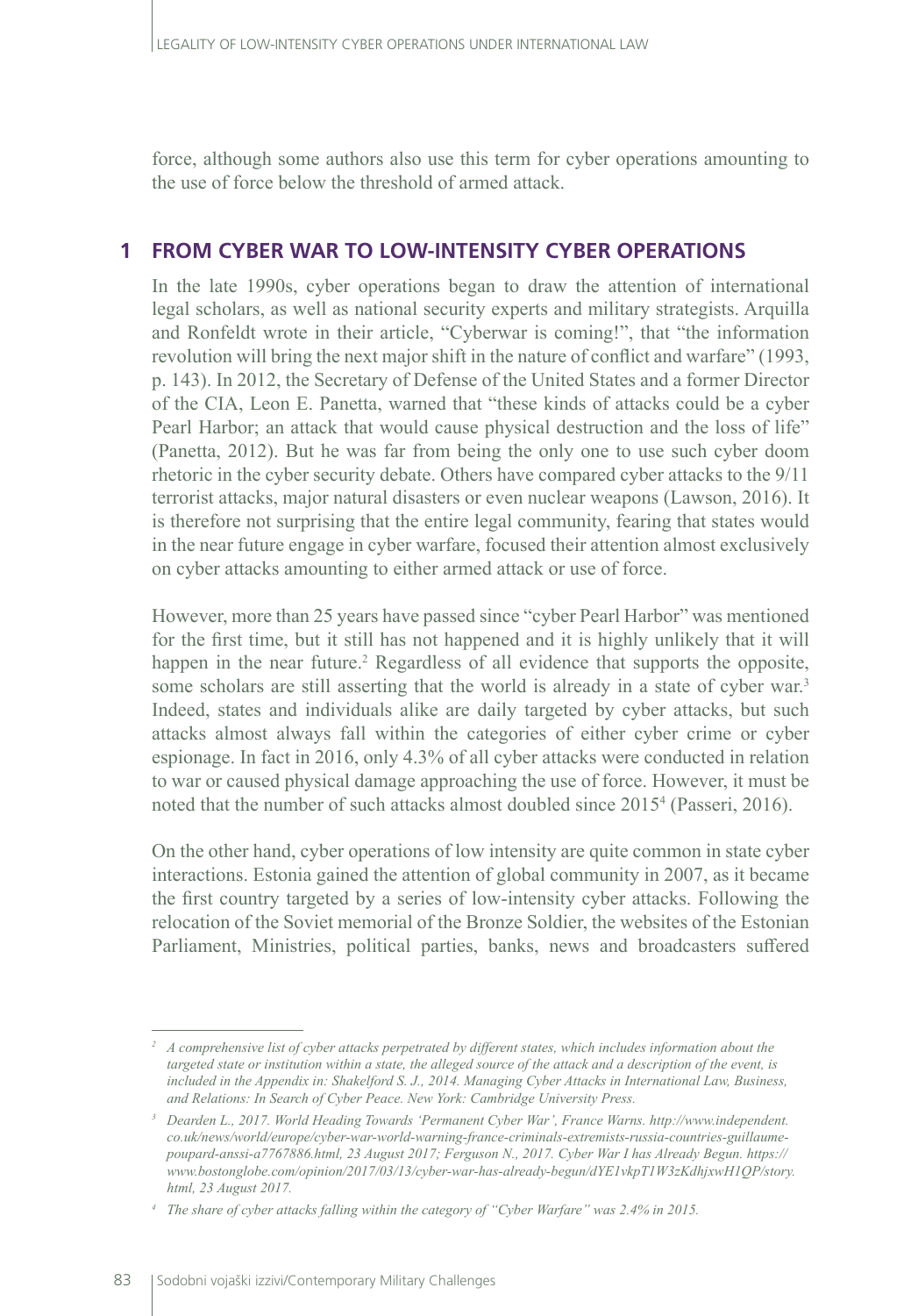force, although some authors also use this term for cyber operations amounting to the use of force below the threshold of armed attack.

## 1 FROM CYBER WAR TO LOW-INTENSITY CYBER OPERATIONS

In the late 1990s, cyber operations began to draw the attention of international legal scholars, as well as national security experts and military strategists. Arquilla and Ronfeldt wrote in their article, "Cyberwar is coming!", that "the information revolution will bring the next major shift in the nature of conflict and warfare" (1993, p. 143). In 2012, the Secretary of Defense of the United States and a former Director of the CIA, Leon E. Panetta, warned that "these kinds of attacks could be a cyber Pearl Harbor; an attack that would cause physical destruction and the loss of life" (Panetta, 2012). But he was far from being the only one to use such cyber doom rhetoric in the cyber security debate. Others have compared cyber attacks to the 9/11 terrorist attacks, major natural disasters or even nuclear weapons (Lawson, 2016). It is therefore not surprising that the entire legal community, fearing that states would in the near future engage in cyber warfare, focused their attention almost exclusively on cyber attacks amounting to either armed attack or use of force.

However, more than 25 years have passed since "cyber Pearl Harbor" was mentioned for the first time, but it still has not happened and it is highly unlikely that it will happen in the near future.[2] Regardless of all evidence that supports the opposite, some scholars are still asserting that the world is already in a state of cyber war.[3] Indeed, states and individuals alike are daily targeted by cyber attacks, but such attacks almost always fall within the categories of either cyber crime or cyber espionage. In fact in 2016, only 4.3% of all cyber attacks were conducted in relation to war or caused physical damage approaching the use of force. However, it must be noted that the number of such attacks almost doubled since 2015[4] (Passeri, 2016).

On the other hand, cyber operations of low intensity are quite common in state cyber interactions. Estonia gained the attention of global community in 2007, as it became the first country targeted by a series of low-intensity cyber attacks. Following the relocation of the Soviet memorial of the Bronze Soldier, the websites of the Estonian Parliament, Ministries, political parties, banks, news and broadcasters suffered

---

[2] *A comprehensive list of cyber attacks perpetrated by different states, which includes information about the targeted state or institution within a state, the alleged source of the attack and a description of the event, is included in the Appendix in: Shakelford S. J., 2014. Managing Cyber Attacks in International Law, Business, and Relations: In Search of Cyber Peace. New York: Cambridge University Press.*

[3] *Dearden L., 2017. World Heading Towards 'Permanent Cyber War', France Warns. http://www.independent.co.uk/news/world/europe/cyber-war-world-warning-france-criminals-extremists-russia-countries-guillaume-poupard-anssi-a7767886.html, 23 August 2017; Ferguson N., 2017. Cyber War I has Already Begun. https://www.bostonglobe.com/opinion/2017/03/13/cyber-war-has-already-begun/dYE1vkpT1W3zKdhjxwH1QP/story.html, 23 August 2017.*

[4] *The share of cyber attacks falling within the category of "Cyber Warfare" was 2.4% in 2015.*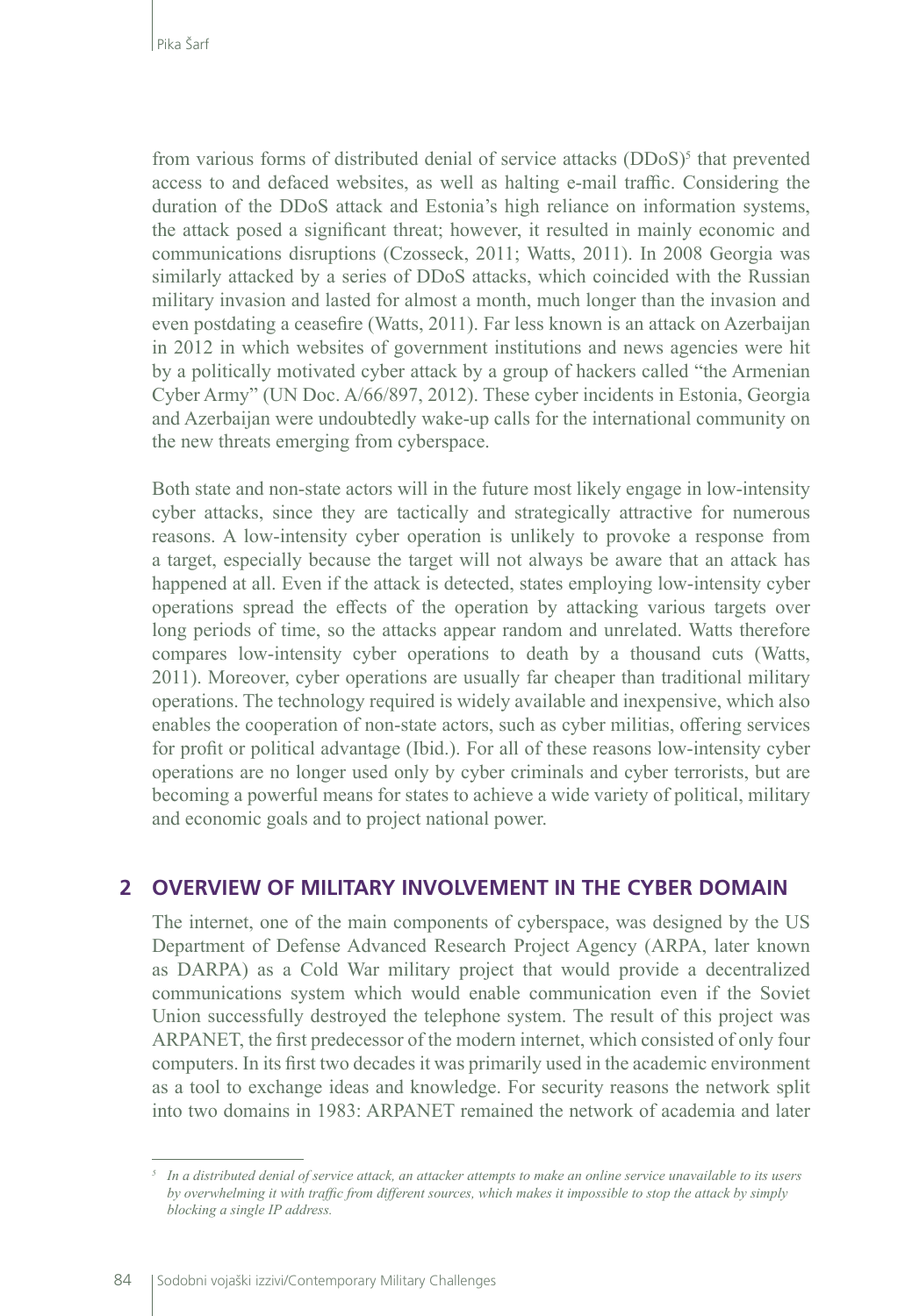from various forms of distributed denial of service attacks (DDoS)[5] that prevented access to and defaced websites, as well as halting e-mail traffic. Considering the duration of the DDoS attack and Estonia's high reliance on information systems, the attack posed a significant threat; however, it resulted in mainly economic and communications disruptions (Czosseck, 2011; Watts, 2011). In 2008 Georgia was similarly attacked by a series of DDoS attacks, which coincided with the Russian military invasion and lasted for almost a month, much longer than the invasion and even postdating a ceasefire (Watts, 2011). Far less known is an attack on Azerbaijan in 2012 in which websites of government institutions and news agencies were hit by a politically motivated cyber attack by a group of hackers called "the Armenian Cyber Army" (UN Doc. A/66/897, 2012). These cyber incidents in Estonia, Georgia and Azerbaijan were undoubtedly wake-up calls for the international community on the new threats emerging from cyberspace.

Both state and non-state actors will in the future most likely engage in low-intensity cyber attacks, since they are tactically and strategically attractive for numerous reasons. A low-intensity cyber operation is unlikely to provoke a response from a target, especially because the target will not always be aware that an attack has happened at all. Even if the attack is detected, states employing low-intensity cyber operations spread the effects of the operation by attacking various targets over long periods of time, so the attacks appear random and unrelated. Watts therefore compares low-intensity cyber operations to death by a thousand cuts (Watts, 2011). Moreover, cyber operations are usually far cheaper than traditional military operations. The technology required is widely available and inexpensive, which also enables the cooperation of non-state actors, such as cyber militias, offering services for profit or political advantage (Ibid.). For all of these reasons low-intensity cyber operations are no longer used only by cyber criminals and cyber terrorists, but are becoming a powerful means for states to achieve a wide variety of political, military and economic goals and to project national power.

## 2 OVERVIEW OF MILITARY INVOLVEMENT IN THE CYBER DOMAIN

The internet, one of the main components of cyberspace, was designed by the US Department of Defense Advanced Research Project Agency (ARPA, later known as DARPA) as a Cold War military project that would provide a decentralized communications system which would enable communication even if the Soviet Union successfully destroyed the telephone system. The result of this project was ARPANET, the first predecessor of the modern internet, which consisted of only four computers. In its first two decades it was primarily used in the academic environment as a tool to exchange ideas and knowledge. For security reasons the network split into two domains in 1983: ARPANET remained the network of academia and later

[5] *In a distributed denial of service attack, an attacker attempts to make an online service unavailable to its users by overwhelming it with traffic from different sources, which makes it impossible to stop the attack by simply blocking a single IP address.*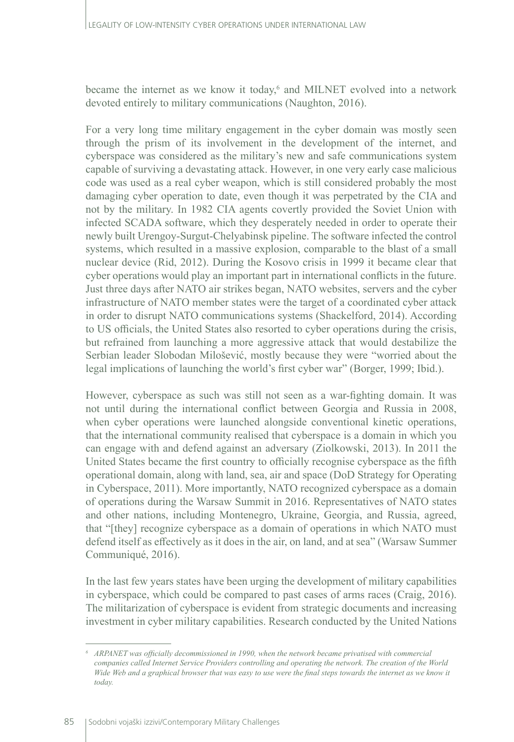became the internet as we know it today,[6] and MILNET evolved into a network devoted entirely to military communications (Naughton, 2016).

For a very long time military engagement in the cyber domain was mostly seen through the prism of its involvement in the development of the internet, and cyberspace was considered as the military's new and safe communications system capable of surviving a devastating attack. However, in one very early case malicious code was used as a real cyber weapon, which is still considered probably the most damaging cyber operation to date, even though it was perpetrated by the CIA and not by the military. In 1982 CIA agents covertly provided the Soviet Union with infected SCADA software, which they desperately needed in order to operate their newly built Urengoy-Surgut-Chelyabinsk pipeline. The software infected the control systems, which resulted in a massive explosion, comparable to the blast of a small nuclear device (Rid, 2012). During the Kosovo crisis in 1999 it became clear that cyber operations would play an important part in international conflicts in the future. Just three days after NATO air strikes began, NATO websites, servers and the cyber infrastructure of NATO member states were the target of a coordinated cyber attack in order to disrupt NATO communications systems (Shackelford, 2014). According to US officials, the United States also resorted to cyber operations during the crisis, but refrained from launching a more aggressive attack that would destabilize the Serbian leader Slobodan Milošević, mostly because they were "worried about the legal implications of launching the world's first cyber war" (Borger, 1999; Ibid.).

However, cyberspace as such was still not seen as a war-fighting domain. It was not until during the international conflict between Georgia and Russia in 2008, when cyber operations were launched alongside conventional kinetic operations, that the international community realised that cyberspace is a domain in which you can engage with and defend against an adversary (Ziolkowski, 2013). In 2011 the United States became the first country to officially recognise cyberspace as the fifth operational domain, along with land, sea, air and space (DoD Strategy for Operating in Cyberspace, 2011). More importantly, NATO recognized cyberspace as a domain of operations during the Warsaw Summit in 2016. Representatives of NATO states and other nations, including Montenegro, Ukraine, Georgia, and Russia, agreed, that "[they] recognize cyberspace as a domain of operations in which NATO must defend itself as effectively as it does in the air, on land, and at sea" (Warsaw Summer Communiqué, 2016).

In the last few years states have been urging the development of military capabilities in cyberspace, which could be compared to past cases of arms races (Craig, 2016). The militarization of cyberspace is evident from strategic documents and increasing investment in cyber military capabilities. Research conducted by the United Nations

---

[6] *ARPANET was officially decommissioned in 1990, when the network became privatised with commercial companies called Internet Service Providers controlling and operating the network. The creation of the World Wide Web and a graphical browser that was easy to use were the final steps towards the internet as we know it today.*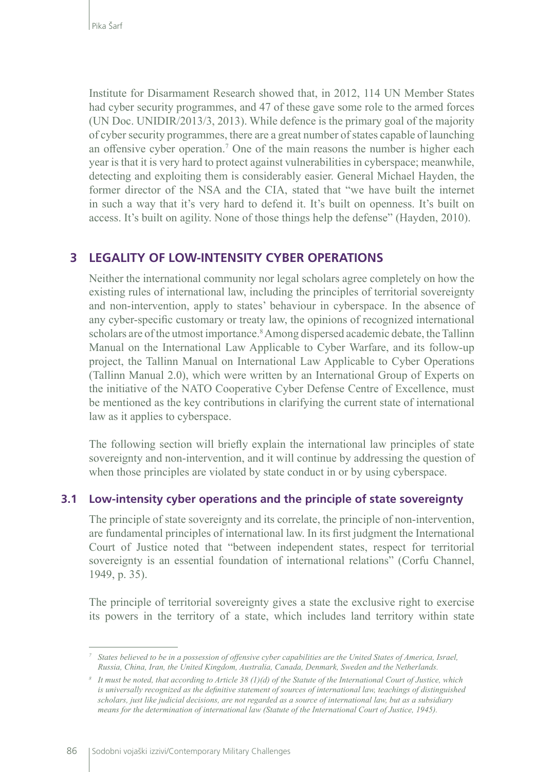Institute for Disarmament Research showed that, in 2012, 114 UN Member States had cyber security programmes, and 47 of these gave some role to the armed forces (UN Doc. UNIDIR/2013/3, 2013). While defence is the primary goal of the majority of cyber security programmes, there are a great number of states capable of launching an offensive cyber operation.[7] One of the main reasons the number is higher each year is that it is very hard to protect against vulnerabilities in cyberspace; meanwhile, detecting and exploiting them is considerably easier. General Michael Hayden, the former director of the NSA and the CIA, stated that "we have built the internet in such a way that it's very hard to defend it. It's built on openness. It's built on access. It's built on agility. None of those things help the defense" (Hayden, 2010).

## 3 LEGALITY OF LOW-INTENSITY CYBER OPERATIONS

Neither the international community nor legal scholars agree completely on how the existing rules of international law, including the principles of territorial sovereignty and non-intervention, apply to states' behaviour in cyberspace. In the absence of any cyber-specific customary or treaty law, the opinions of recognized international scholars are of the utmost importance.[8] Among dispersed academic debate, the Tallinn Manual on the International Law Applicable to Cyber Warfare, and its follow-up project, the Tallinn Manual on International Law Applicable to Cyber Operations (Tallinn Manual 2.0), which were written by an International Group of Experts on the initiative of the NATO Cooperative Cyber Defense Centre of Excellence, must be mentioned as the key contributions in clarifying the current state of international law as it applies to cyberspace.

The following section will briefly explain the international law principles of state sovereignty and non-intervention, and it will continue by addressing the question of when those principles are violated by state conduct in or by using cyberspace.

### 3.1 Low-intensity cyber operations and the principle of state sovereignty

The principle of state sovereignty and its correlate, the principle of non-intervention, are fundamental principles of international law. In its first judgment the International Court of Justice noted that "between independent states, respect for territorial sovereignty is an essential foundation of international relations" (Corfu Channel, 1949, p. 35).

The principle of territorial sovereignty gives a state the exclusive right to exercise its powers in the territory of a state, which includes land territory within state

---

[7] *States believed to be in a possession of offensive cyber capabilities are the United States of America, Israel, Russia, China, Iran, the United Kingdom, Australia, Canada, Denmark, Sweden and the Netherlands.*

[8] *It must be noted, that according to Article 38 (1)(d) of the Statute of the International Court of Justice, which is universally recognized as the definitive statement of sources of international law, teachings of distinguished scholars, just like judicial decisions, are not regarded as a source of international law, but as a subsidiary means for the determination of international law (Statute of the International Court of Justice, 1945).*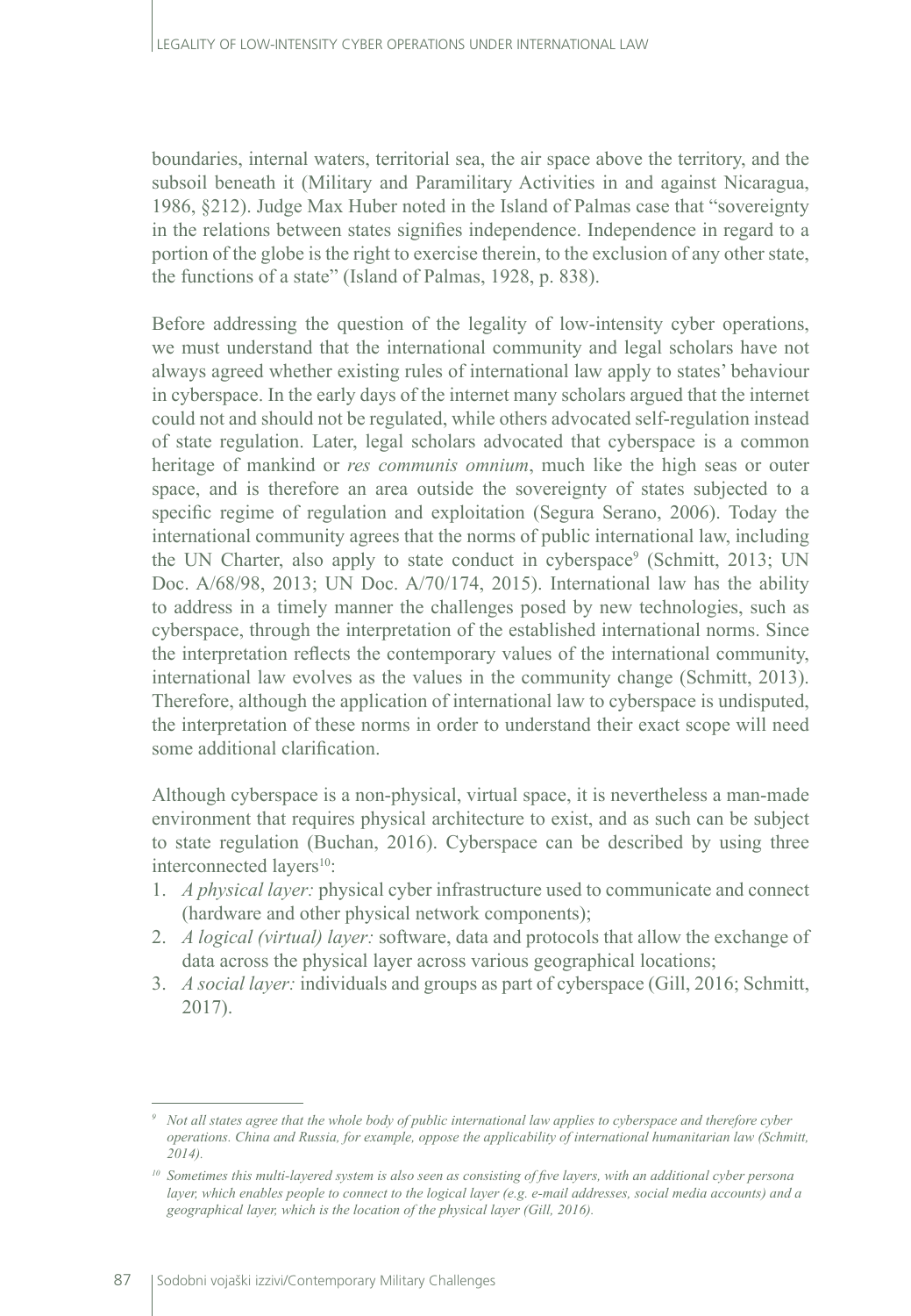boundaries, internal waters, territorial sea, the air space above the territory, and the subsoil beneath it (Military and Paramilitary Activities in and against Nicaragua, 1986, §212). Judge Max Huber noted in the Island of Palmas case that "sovereignty in the relations between states signifies independence. Independence in regard to a portion of the globe is the right to exercise therein, to the exclusion of any other state, the functions of a state" (Island of Palmas, 1928, p. 838).

Before addressing the question of the legality of low-intensity cyber operations, we must understand that the international community and legal scholars have not always agreed whether existing rules of international law apply to states' behaviour in cyberspace. In the early days of the internet many scholars argued that the internet could not and should not be regulated, while others advocated self-regulation instead of state regulation. Later, legal scholars advocated that cyberspace is a common heritage of mankind or *res communis omnium*, much like the high seas or outer space, and is therefore an area outside the sovereignty of states subjected to a specific regime of regulation and exploitation (Segura Serano, 2006). Today the international community agrees that the norms of public international law, including the UN Charter, also apply to state conduct in cyberspace[9] (Schmitt, 2013; UN Doc. A/68/98, 2013; UN Doc. A/70/174, 2015). International law has the ability to address in a timely manner the challenges posed by new technologies, such as cyberspace, through the interpretation of the established international norms. Since the interpretation reflects the contemporary values of the international community, international law evolves as the values in the community change (Schmitt, 2013). Therefore, although the application of international law to cyberspace is undisputed, the interpretation of these norms in order to understand their exact scope will need some additional clarification.

Although cyberspace is a non-physical, virtual space, it is nevertheless a man-made environment that requires physical architecture to exist, and as such can be subject to state regulation (Buchan, 2016). Cyberspace can be described by using three interconnected layers[10]:

1. *A physical layer:* physical cyber infrastructure used to communicate and connect (hardware and other physical network components);
2. *A logical (virtual) layer:* software, data and protocols that allow the exchange of data across the physical layer across various geographical locations;
3. *A social layer:* individuals and groups as part of cyberspace (Gill, 2016; Schmitt, 2017).

---

[9] *Not all states agree that the whole body of public international law applies to cyberspace and therefore cyber operations. China and Russia, for example, oppose the applicability of international humanitarian law (Schmitt, 2014).*

[10] *Sometimes this multi-layered system is also seen as consisting of five layers, with an additional cyber persona layer, which enables people to connect to the logical layer (e.g. e-mail addresses, social media accounts) and a geographical layer, which is the location of the physical layer (Gill, 2016).*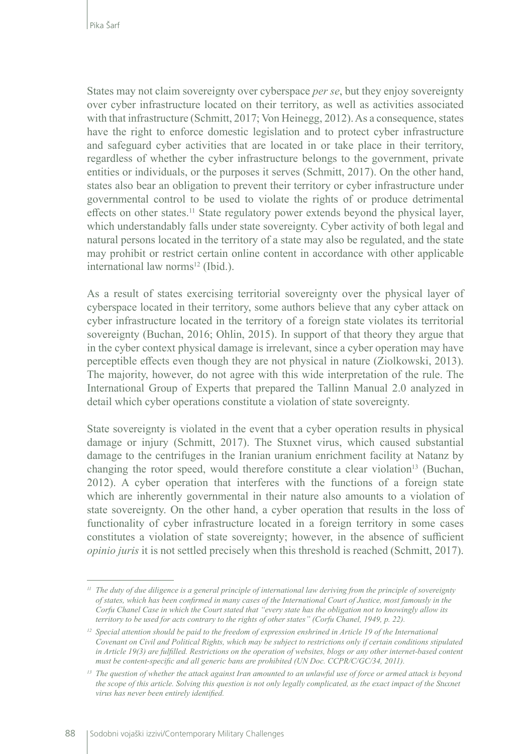States may not claim sovereignty over cyberspace *per se*, but they enjoy sovereignty over cyber infrastructure located on their territory, as well as activities associated with that infrastructure (Schmitt, 2017; Von Heinegg, 2012). As a consequence, states have the right to enforce domestic legislation and to protect cyber infrastructure and safeguard cyber activities that are located in or take place in their territory, regardless of whether the cyber infrastructure belongs to the government, private entities or individuals, or the purposes it serves (Schmitt, 2017). On the other hand, states also bear an obligation to prevent their territory or cyber infrastructure under governmental control to be used to violate the rights of or produce detrimental effects on other states.[11] State regulatory power extends beyond the physical layer, which understandably falls under state sovereignty. Cyber activity of both legal and natural persons located in the territory of a state may also be regulated, and the state may prohibit or restrict certain online content in accordance with other applicable international law norms[12] (Ibid.).

As a result of states exercising territorial sovereignty over the physical layer of cyberspace located in their territory, some authors believe that any cyber attack on cyber infrastructure located in the territory of a foreign state violates its territorial sovereignty (Buchan, 2016; Ohlin, 2015). In support of that theory they argue that in the cyber context physical damage is irrelevant, since a cyber operation may have perceptible effects even though they are not physical in nature (Ziolkowski, 2013). The majority, however, do not agree with this wide interpretation of the rule. The International Group of Experts that prepared the Tallinn Manual 2.0 analyzed in detail which cyber operations constitute a violation of state sovereignty.

State sovereignty is violated in the event that a cyber operation results in physical damage or injury (Schmitt, 2017). The Stuxnet virus, which caused substantial damage to the centrifuges in the Iranian uranium enrichment facility at Natanz by changing the rotor speed, would therefore constitute a clear violation[13] (Buchan, 2012). A cyber operation that interferes with the functions of a foreign state which are inherently governmental in their nature also amounts to a violation of state sovereignty. On the other hand, a cyber operation that results in the loss of functionality of cyber infrastructure located in a foreign territory in some cases constitutes a violation of state sovereignty; however, in the absence of sufficient *opinio juris* it is not settled precisely when this threshold is reached (Schmitt, 2017).

---

[11] *The duty of due diligence is a general principle of international law deriving from the principle of sovereignty of states, which has been confirmed in many cases of the International Court of Justice, most famously in the Corfu Chanel Case in which the Court stated that "every state has the obligation not to knowingly allow its territory to be used for acts contrary to the rights of other states" (Corfu Chanel, 1949, p. 22).*

[12] *Special attention should be paid to the freedom of expression enshrined in Article 19 of the International Covenant on Civil and Political Rights, which may be subject to restrictions only if certain conditions stipulated in Article 19(3) are fulfilled. Restrictions on the operation of websites, blogs or any other internet-based content must be content-specific and all generic bans are prohibited (UN Doc. CCPR/C/GC/34, 2011).*

[13] *The question of whether the attack against Iran amounted to an unlawful use of force or armed attack is beyond the scope of this article. Solving this question is not only legally complicated, as the exact impact of the Stuxnet virus has never been entirely identified.*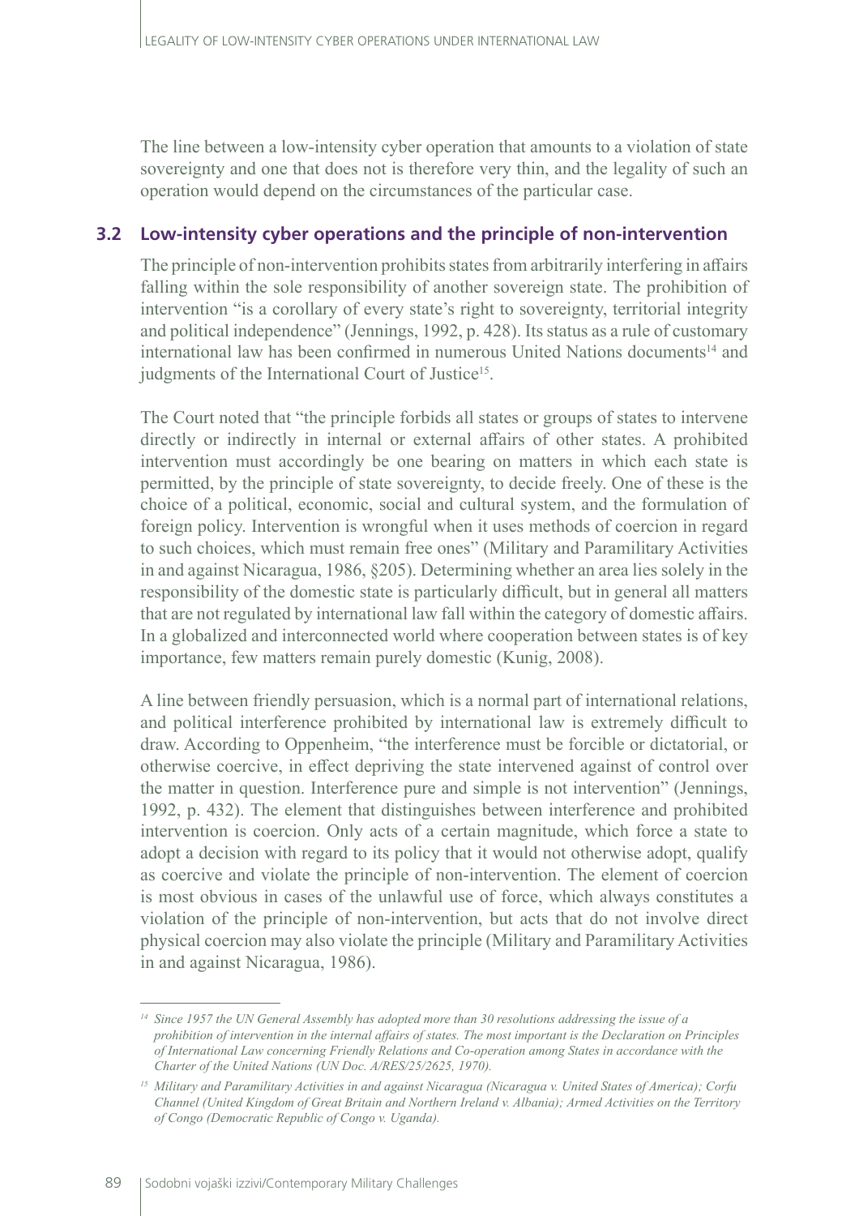The line between a low-intensity cyber operation that amounts to a violation of state sovereignty and one that does not is therefore very thin, and the legality of such an operation would depend on the circumstances of the particular case.

## 3.2 Low-intensity cyber operations and the principle of non-intervention

The principle of non-intervention prohibits states from arbitrarily interfering in affairs falling within the sole responsibility of another sovereign state. The prohibition of intervention "is a corollary of every state's right to sovereignty, territorial integrity and political independence" (Jennings, 1992, p. 428). Its status as a rule of customary international law has been confirmed in numerous United Nations documents[14] and judgments of the International Court of Justice[15].

The Court noted that "the principle forbids all states or groups of states to intervene directly or indirectly in internal or external affairs of other states. A prohibited intervention must accordingly be one bearing on matters in which each state is permitted, by the principle of state sovereignty, to decide freely. One of these is the choice of a political, economic, social and cultural system, and the formulation of foreign policy. Intervention is wrongful when it uses methods of coercion in regard to such choices, which must remain free ones" (Military and Paramilitary Activities in and against Nicaragua, 1986, §205). Determining whether an area lies solely in the responsibility of the domestic state is particularly difficult, but in general all matters that are not regulated by international law fall within the category of domestic affairs. In a globalized and interconnected world where cooperation between states is of key importance, few matters remain purely domestic (Kunig, 2008).

A line between friendly persuasion, which is a normal part of international relations, and political interference prohibited by international law is extremely difficult to draw. According to Oppenheim, "the interference must be forcible or dictatorial, or otherwise coercive, in effect depriving the state intervened against of control over the matter in question. Interference pure and simple is not intervention" (Jennings, 1992, p. 432). The element that distinguishes between interference and prohibited intervention is coercion. Only acts of a certain magnitude, which force a state to adopt a decision with regard to its policy that it would not otherwise adopt, qualify as coercive and violate the principle of non-intervention. The element of coercion is most obvious in cases of the unlawful use of force, which always constitutes a violation of the principle of non-intervention, but acts that do not involve direct physical coercion may also violate the principle (Military and Paramilitary Activities in and against Nicaragua, 1986).

---

[14] *Since 1957 the UN General Assembly has adopted more than 30 resolutions addressing the issue of a prohibition of intervention in the internal affairs of states. The most important is the Declaration on Principles of International Law concerning Friendly Relations and Co-operation among States in accordance with the Charter of the United Nations (UN Doc. A/RES/25/2625, 1970).*

[15] *Military and Paramilitary Activities in and against Nicaragua (Nicaragua v. United States of America); Corfu Channel (United Kingdom of Great Britain and Northern Ireland v. Albania); Armed Activities on the Territory of Congo (Democratic Republic of Congo v. Uganda).*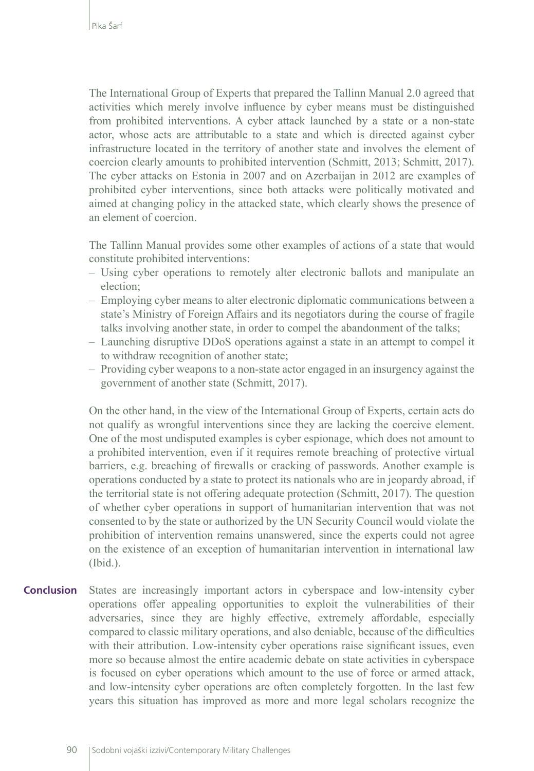The International Group of Experts that prepared the Tallinn Manual 2.0 agreed that activities which merely involve influence by cyber means must be distinguished from prohibited interventions. A cyber attack launched by a state or a non-state actor, whose acts are attributable to a state and which is directed against cyber infrastructure located in the territory of another state and involves the element of coercion clearly amounts to prohibited intervention (Schmitt, 2013; Schmitt, 2017). The cyber attacks on Estonia in 2007 and on Azerbaijan in 2012 are examples of prohibited cyber interventions, since both attacks were politically motivated and aimed at changing policy in the attacked state, which clearly shows the presence of an element of coercion.

The Tallinn Manual provides some other examples of actions of a state that would constitute prohibited interventions:

- Using cyber operations to remotely alter electronic ballots and manipulate an election;
- Employing cyber means to alter electronic diplomatic communications between a state's Ministry of Foreign Affairs and its negotiators during the course of fragile talks involving another state, in order to compel the abandonment of the talks;
- Launching disruptive DDoS operations against a state in an attempt to compel it to withdraw recognition of another state;
- Providing cyber weapons to a non-state actor engaged in an insurgency against the government of another state (Schmitt, 2017).

On the other hand, in the view of the International Group of Experts, certain acts do not qualify as wrongful interventions since they are lacking the coercive element. One of the most undisputed examples is cyber espionage, which does not amount to a prohibited intervention, even if it requires remote breaching of protective virtual barriers, e.g. breaching of firewalls or cracking of passwords. Another example is operations conducted by a state to protect its nationals who are in jeopardy abroad, if the territorial state is not offering adequate protection (Schmitt, 2017). The question of whether cyber operations in support of humanitarian intervention that was not consented to by the state or authorized by the UN Security Council would violate the prohibition of intervention remains unanswered, since the experts could not agree on the existence of an exception of humanitarian intervention in international law (Ibid.).

## Conclusion

States are increasingly important actors in cyberspace and low-intensity cyber operations offer appealing opportunities to exploit the vulnerabilities of their adversaries, since they are highly effective, extremely affordable, especially compared to classic military operations, and also deniable, because of the difficulties with their attribution. Low-intensity cyber operations raise significant issues, even more so because almost the entire academic debate on state activities in cyberspace is focused on cyber operations which amount to the use of force or armed attack, and low-intensity cyber operations are often completely forgotten. In the last few years this situation has improved as more and more legal scholars recognize the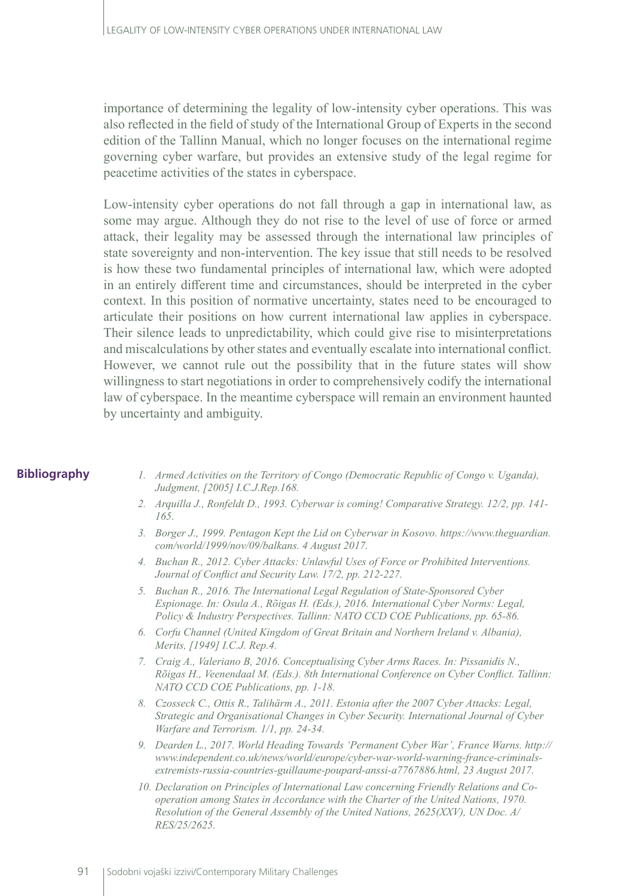importance of determining the legality of low-intensity cyber operations. This was also reflected in the field of study of the International Group of Experts in the second edition of the Tallinn Manual, which no longer focuses on the international regime governing cyber warfare, but provides an extensive study of the legal regime for peacetime activities of the states in cyberspace.

Low-intensity cyber operations do not fall through a gap in international law, as some may argue. Although they do not rise to the level of use of force or armed attack, their legality may be assessed through the international law principles of state sovereignty and non-intervention. The key issue that still needs to be resolved is how these two fundamental principles of international law, which were adopted in an entirely different time and circumstances, should be interpreted in the cyber context. In this position of normative uncertainty, states need to be encouraged to articulate their positions on how current international law applies in cyberspace. Their silence leads to unpredictability, which could give rise to misinterpretations and miscalculations by other states and eventually escalate into international conflict. However, we cannot rule out the possibility that in the future states will show willingness to start negotiations in order to comprehensively codify the international law of cyberspace. In the meantime cyberspace will remain an environment haunted by uncertainty and ambiguity.

## Bibliography

1. *Armed Activities on the Territory of Congo (Democratic Republic of Congo v. Uganda), Judgment, [2005] I.C.J.Rep.168.*
2. *Arquilla J., Ronfeldt D., 1993. Cyberwar is coming! Comparative Strategy. 12/2, pp. 141-165.*
3. *Borger J., 1999. Pentagon Kept the Lid on Cyberwar in Kosovo. https://www.theguardian.com/world/1999/nov/09/balkans. 4 August 2017.*
4. *Buchan R., 2012. Cyber Attacks: Unlawful Uses of Force or Prohibited Interventions. Journal of Conflict and Security Law. 17/2, pp. 212-227.*
5. *Buchan R., 2016. The International Legal Regulation of State-Sponsored Cyber Espionage. In: Osula A., Rõigas H. (Eds.), 2016. International Cyber Norms: Legal, Policy & Industry Perspectives. Tallinn: NATO CCD COE Publications, pp. 65-86.*
6. *Corfu Channel (United Kingdom of Great Britain and Northern Ireland v. Albania), Merits, [1949] I.C.J. Rep.4.*
7. *Craig A., Valeriano B, 2016. Conceptualising Cyber Arms Races. In: Pissanidis N., Rõigas H., Veenendaal M. (Eds.). 8th International Conference on Cyber Conflict. Tallinn: NATO CCD COE Publications, pp. 1-18.*
8. *Czosseck C., Ottis R., Talihärm A., 2011. Estonia after the 2007 Cyber Attacks: Legal, Strategic and Organisational Changes in Cyber Security. International Journal of Cyber Warfare and Terrorism. 1/1, pp. 24-34.*
9. *Dearden L., 2017. World Heading Towards 'Permanent Cyber War', France Warns. http://www.independent.co.uk/news/world/europe/cyber-war-world-warning-france-criminals-extremists-russia-countries-guillaume-poupard-anssi-a7767886.html, 23 August 2017.*
10. *Declaration on Principles of International Law concerning Friendly Relations and Co-operation among States in Accordance with the Charter of the United Nations, 1970. Resolution of the General Assembly of the United Nations, 2625(XXV), UN Doc. A/RES/25/2625.*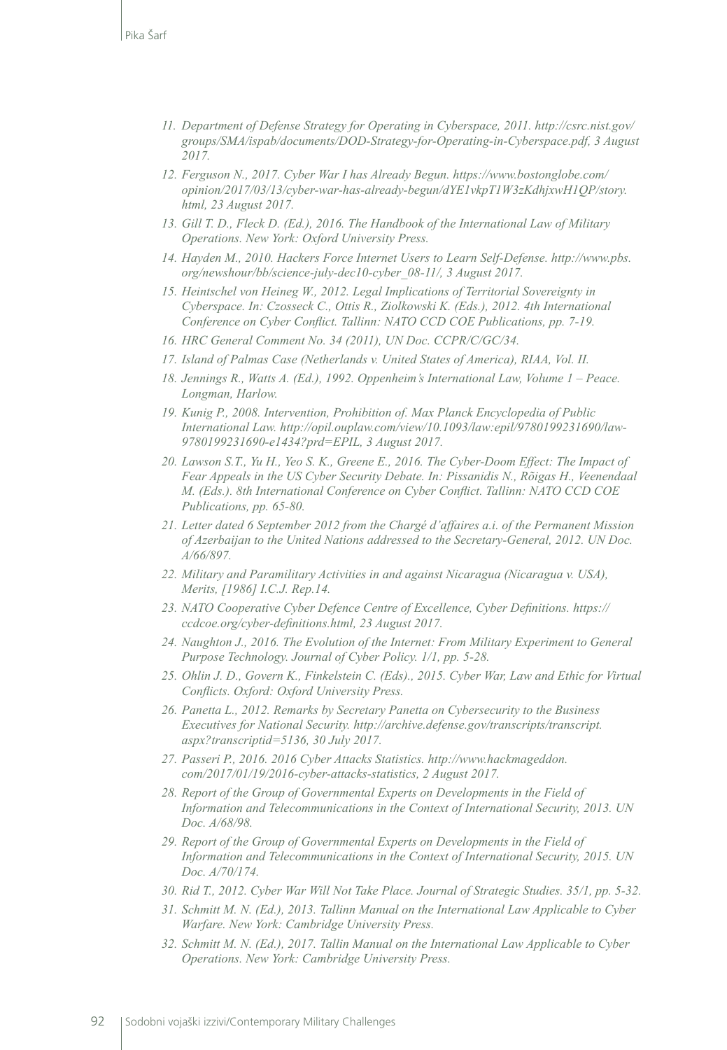11. *Department of Defense Strategy for Operating in Cyberspace, 2011. http://csrc.nist.gov/groups/SMA/ispab/documents/DOD-Strategy-for-Operating-in-Cyberspace.pdf, 3 August 2017.*
12. *Ferguson N., 2017. Cyber War I has Already Begun. https://www.bostonglobe.com/opinion/2017/03/13/cyber-war-has-already-begun/dYE1vkpT1W3zKdhjxwH1QP/story.html, 23 August 2017.*
13. *Gill T. D., Fleck D. (Ed.), 2016. The Handbook of the International Law of Military Operations. New York: Oxford University Press.*
14. *Hayden M., 2010. Hackers Force Internet Users to Learn Self-Defense. http://www.pbs.org/newshour/bb/science-july-dec10-cyber_08-11/, 3 August 2017.*
15. *Heintschel von Heineg W., 2012. Legal Implications of Territorial Sovereignty in Cyberspace. In: Czosseck C., Ottis R., Ziolkowski K. (Eds.), 2012. 4th International Conference on Cyber Conflict. Tallinn: NATO CCD COE Publications, pp. 7-19.*
16. *HRC General Comment No. 34 (2011), UN Doc. CCPR/C/GC/34.*
17. *Island of Palmas Case (Netherlands v. United States of America), RIAA, Vol. II.*
18. *Jennings R., Watts A. (Ed.), 1992. Oppenheim's International Law, Volume 1 – Peace. Longman, Harlow.*
19. *Kunig P., 2008. Intervention, Prohibition of. Max Planck Encyclopedia of Public International Law. http://opil.ouplaw.com/view/10.1093/law:epil/9780199231690/law-9780199231690-e1434?prd=EPIL, 3 August 2017.*
20. *Lawson S.T., Yu H., Yeo S. K., Greene E., 2016. The Cyber-Doom Effect: The Impact of Fear Appeals in the US Cyber Security Debate. In: Pissanidis N., Rõigas H., Veenendaal M. (Eds.). 8th International Conference on Cyber Conflict. Tallinn: NATO CCD COE Publications, pp. 65-80.*
21. *Letter dated 6 September 2012 from the Chargé d'affaires a.i. of the Permanent Mission of Azerbaijan to the United Nations addressed to the Secretary-General, 2012. UN Doc. A/66/897.*
22. *Military and Paramilitary Activities in and against Nicaragua (Nicaragua v. USA), Merits, [1986] I.C.J. Rep.14.*
23. *NATO Cooperative Cyber Defence Centre of Excellence, Cyber Definitions. https://ccdcoe.org/cyber-definitions.html, 23 August 2017.*
24. *Naughton J., 2016. The Evolution of the Internet: From Military Experiment to General Purpose Technology. Journal of Cyber Policy. 1/1, pp. 5-28.*
25. *Ohlin J. D., Govern K., Finkelstein C. (Eds)., 2015. Cyber War, Law and Ethic for Virtual Conflicts. Oxford: Oxford University Press.*
26. *Panetta L., 2012. Remarks by Secretary Panetta on Cybersecurity to the Business Executives for National Security. http://archive.defense.gov/transcripts/transcript.aspx?transcriptid=5136, 30 July 2017.*
27. *Passeri P., 2016. 2016 Cyber Attacks Statistics. http://www.hackmageddon.com/2017/01/19/2016-cyber-attacks-statistics, 2 August 2017.*
28. *Report of the Group of Governmental Experts on Developments in the Field of Information and Telecommunications in the Context of International Security, 2013. UN Doc. A/68/98.*
29. *Report of the Group of Governmental Experts on Developments in the Field of Information and Telecommunications in the Context of International Security, 2015. UN Doc. A/70/174.*
30. *Rid T., 2012. Cyber War Will Not Take Place. Journal of Strategic Studies. 35/1, pp. 5-32.*
31. *Schmitt M. N. (Ed.), 2013. Tallinn Manual on the International Law Applicable to Cyber Warfare. New York: Cambridge University Press.*
32. *Schmitt M. N. (Ed.), 2017. Tallin Manual on the International Law Applicable to Cyber Operations. New York: Cambridge University Press.*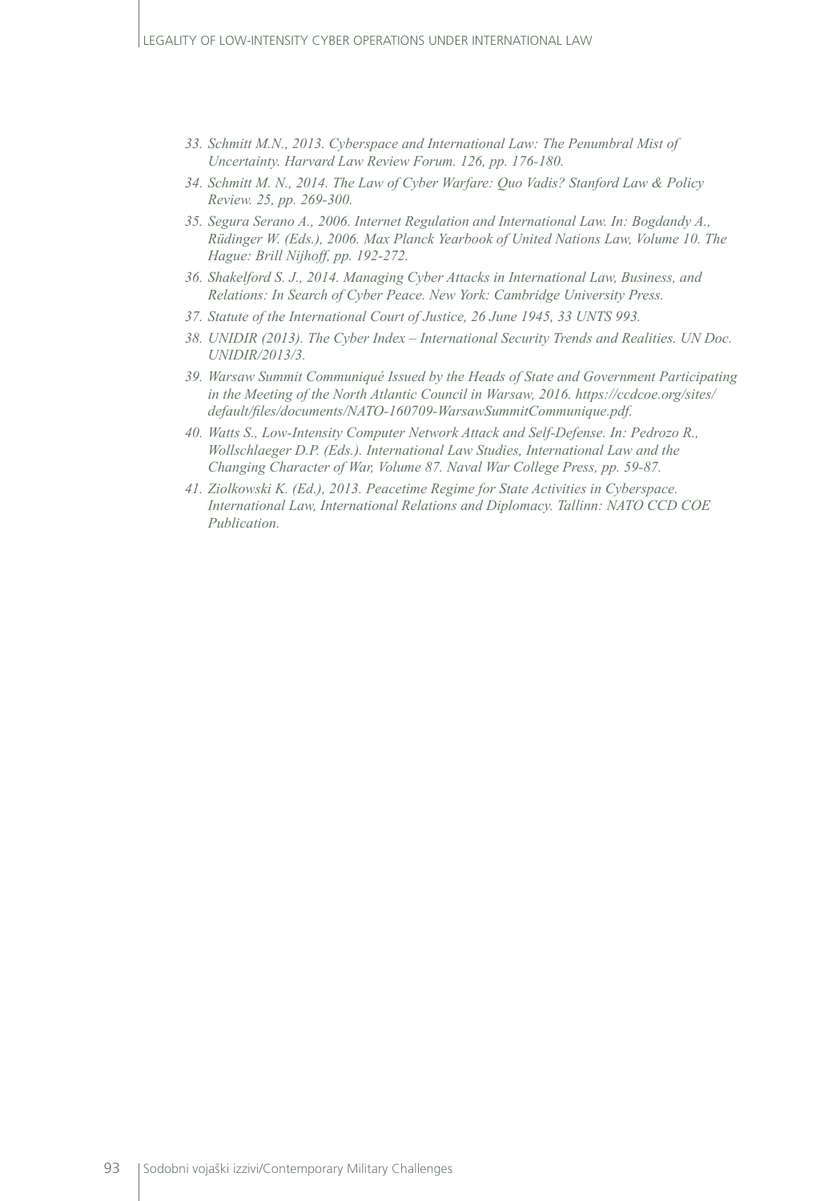33. *Schmitt M.N., 2013. Cyberspace and International Law: The Penumbral Mist of Uncertainty. Harvard Law Review Forum. 126, pp. 176-180.*
34. *Schmitt M. N., 2014. The Law of Cyber Warfare: Quo Vadis? Stanford Law & Policy Review. 25, pp. 269-300.*
35. *Segura Serano A., 2006. Internet Regulation and International Law. In: Bogdandy A., Rüdinger W. (Eds.), 2006. Max Planck Yearbook of United Nations Law, Volume 10. The Hague: Brill Nijhoff, pp. 192-272.*
36. *Shakelford S. J., 2014. Managing Cyber Attacks in International Law, Business, and Relations: In Search of Cyber Peace. New York: Cambridge University Press.*
37. *Statute of the International Court of Justice, 26 June 1945, 33 UNTS 993.*
38. *UNIDIR (2013). The Cyber Index – International Security Trends and Realities. UN Doc. UNIDIR/2013/3.*
39. *Warsaw Summit Communiqué Issued by the Heads of State and Government Participating in the Meeting of the North Atlantic Council in Warsaw, 2016. https://ccdcoe.org/sites/default/files/documents/NATO-160709-WarsawSummitCommunique.pdf.*
40. *Watts S., Low-Intensity Computer Network Attack and Self-Defense. In: Pedrozo R., Wollschlaeger D.P. (Eds.). International Law Studies, International Law and the Changing Character of War, Volume 87. Naval War College Press, pp. 59-87.*
41. *Ziolkowski K. (Ed.), 2013. Peacetime Regime for State Activities in Cyberspace. International Law, International Relations and Diplomacy. Tallinn: NATO CCD COE Publication.*